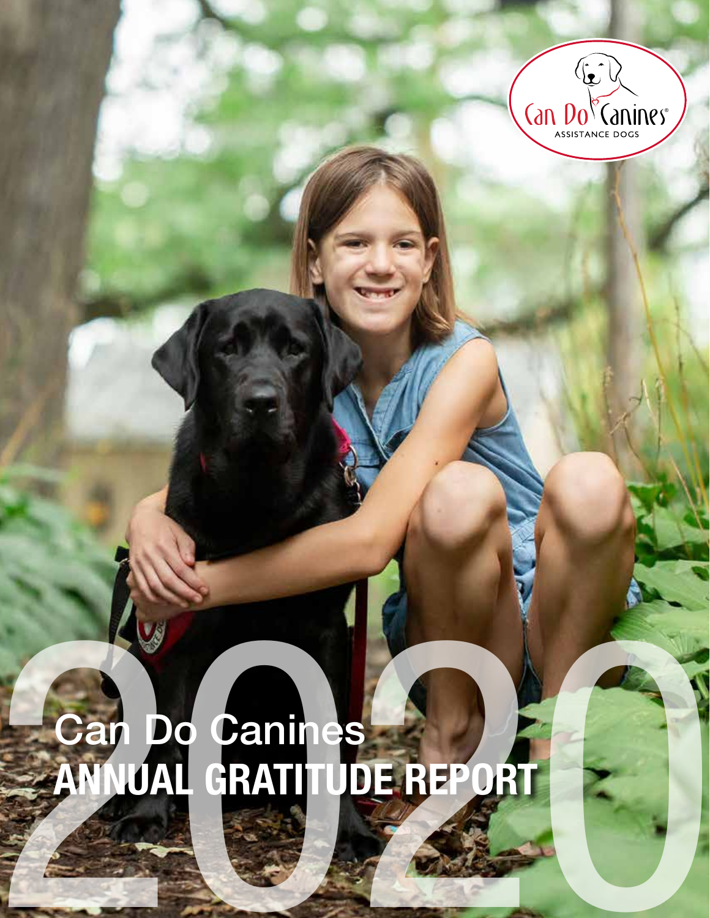Can Do Canines®
ASSISTANCE DOGS

# 2020

Can Do Canines
**ANNUAL GRATITUDE REPORT**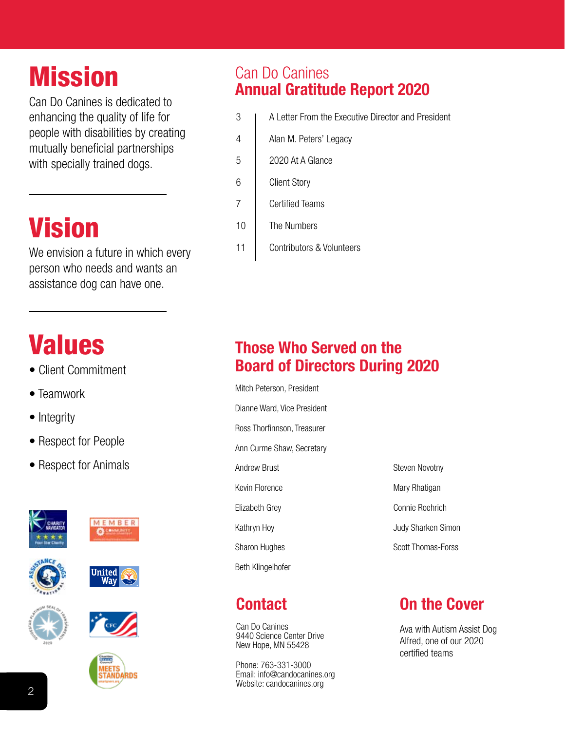# Mission

Can Do Canines is dedicated to enhancing the quality of life for people with disabilities by creating mutually beneficial partnerships with specially trained dogs.

# Vision

We envision a future in which every person who needs and wants an assistance dog can have one.

# Values

- Client Commitment
- Teamwork
- Integrity
- Respect for People
- Respect for Animals

## Can Do Canines **Annual Gratitude Report 2020**

| | |
|---|---|
| 3 | A Letter From the Executive Director and President |
| 4 | Alan M. Peters' Legacy |
| 5 | 2020 At A Glance |
| 6 | Client Story |
| 7 | Certified Teams |
| 10 | The Numbers |
| 11 | Contributors & Volunteers |

## Those Who Served on the Board of Directors During 2020

Mitch Peterson, President

Dianne Ward, Vice President

Ross Thorfinnson, Treasurer

Ann Curme Shaw, Secretary

Andrew Brust

Kevin Florence

Elizabeth Grey

Kathryn Hoy

Sharon Hughes

Beth Klingelhofer

Steven Novotny

Mary Rhatigan

Connie Roehrich

Judy Sharken Simon

Scott Thomas-Forss

## Contact

Can Do Canines
9440 Science Center Drive
New Hope, MN 55428

Phone: 763-331-3000
Email: info@candocanines.org
Website: candocanines.org

## On the Cover

Ava with Autism Assist Dog Alfred, one of our 2020 certified teams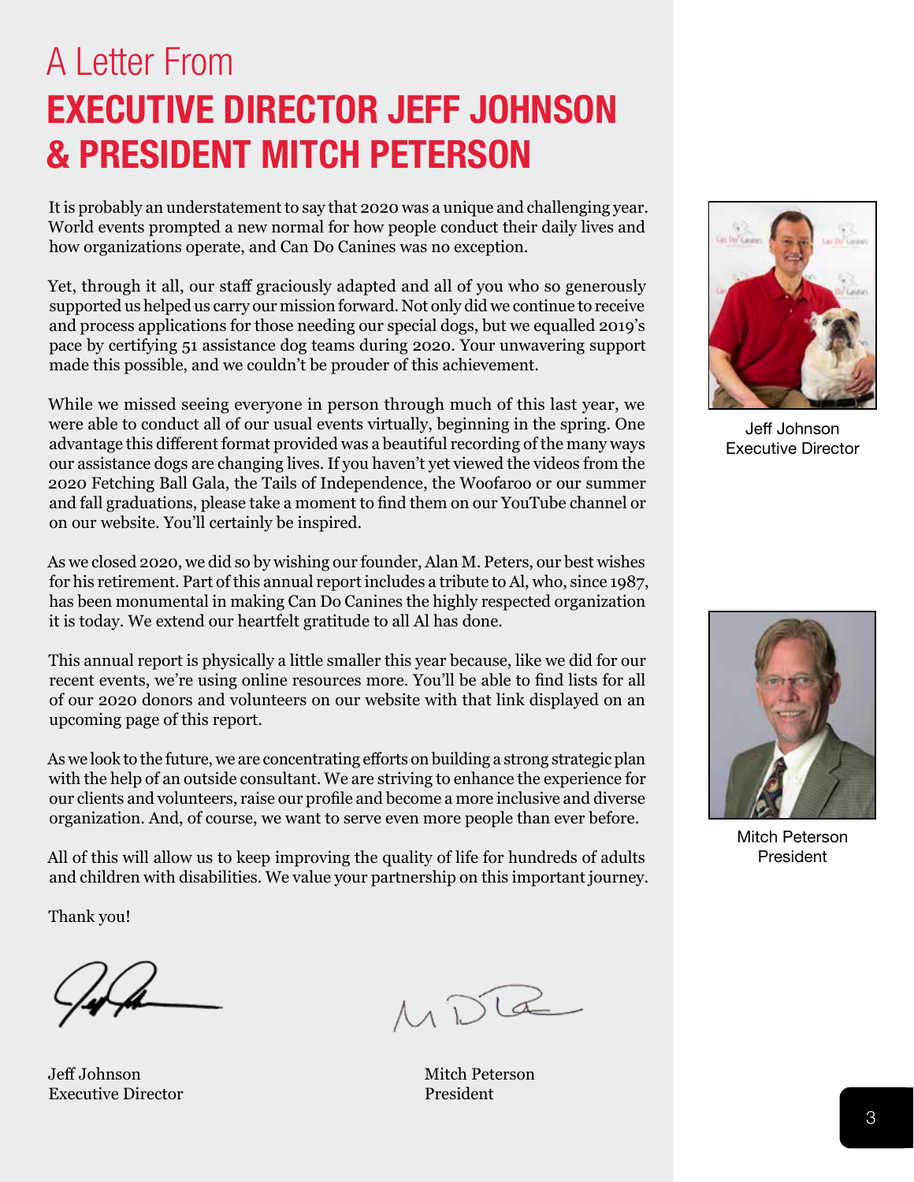# A Letter From
# EXECUTIVE DIRECTOR JEFF JOHNSON & PRESIDENT MITCH PETERSON

It is probably an understatement to say that 2020 was a unique and challenging year. World events prompted a new normal for how people conduct their daily lives and how organizations operate, and Can Do Canines was no exception.

Yet, through it all, our staff graciously adapted and all of you who so generously supported us helped us carry our mission forward. Not only did we continue to receive and process applications for those needing our special dogs, but we equalled 2019's pace by certifying 51 assistance dog teams during 2020. Your unwavering support made this possible, and we couldn't be prouder of this achievement.

While we missed seeing everyone in person through much of this last year, we were able to conduct all of our usual events virtually, beginning in the spring. One advantage this different format provided was a beautiful recording of the many ways our assistance dogs are changing lives. If you haven't yet viewed the videos from the 2020 Fetching Ball Gala, the Tails of Independence, the Woofaroo or our summer and fall graduations, please take a moment to find them on our YouTube channel or on our website. You'll certainly be inspired.

As we closed 2020, we did so by wishing our founder, Alan M. Peters, our best wishes for his retirement. Part of this annual report includes a tribute to Al, who, since 1987, has been monumental in making Can Do Canines the highly respected organization it is today. We extend our heartfelt gratitude to all Al has done.

This annual report is physically a little smaller this year because, like we did for our recent events, we're using online resources more. You'll be able to find lists for all of our 2020 donors and volunteers on our website with that link displayed on an upcoming page of this report.

As we look to the future, we are concentrating efforts on building a strong strategic plan with the help of an outside consultant. We are striving to enhance the experience for our clients and volunteers, raise our profile and become a more inclusive and diverse organization. And, of course, we want to serve even more people than ever before.

All of this will allow us to keep improving the quality of life for hundreds of adults and children with disabilities. We value your partnership on this important journey.

Thank you!

Jeff Johnson
Executive Director

Mitch Peterson
President

Jeff Johnson
Executive Director

Mitch Peterson
President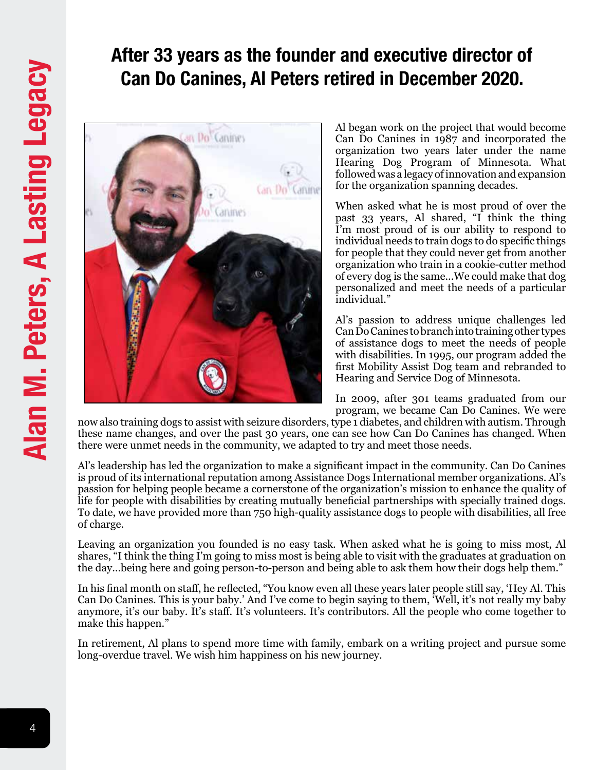# Alan M. Peters, A Lasting Legacy

## After 33 years as the founder and executive director of Can Do Canines, Al Peters retired in December 2020.

Al began work on the project that would become Can Do Canines in 1987 and incorporated the organization two years later under the name Hearing Dog Program of Minnesota. What followed was a legacy of innovation and expansion for the organization spanning decades.

When asked what he is most proud of over the past 33 years, Al shared, "I think the thing I'm most proud of is our ability to respond to individual needs to train dogs to do specific things for people that they could never get from another organization who train in a cookie-cutter method of every dog is the same…We could make that dog personalized and meet the needs of a particular individual."

Al's passion to address unique challenges led Can Do Canines to branch into training other types of assistance dogs to meet the needs of people with disabilities. In 1995, our program added the first Mobility Assist Dog team and rebranded to Hearing and Service Dog of Minnesota.

In 2009, after 301 teams graduated from our program, we became Can Do Canines. We were now also training dogs to assist with seizure disorders, type 1 diabetes, and children with autism. Through these name changes, and over the past 30 years, one can see how Can Do Canines has changed. When there were unmet needs in the community, we adapted to try and meet those needs.

Al's leadership has led the organization to make a significant impact in the community. Can Do Canines is proud of its international reputation among Assistance Dogs International member organizations. Al's passion for helping people became a cornerstone of the organization's mission to enhance the quality of life for people with disabilities by creating mutually beneficial partnerships with specially trained dogs. To date, we have provided more than 750 high-quality assistance dogs to people with disabilities, all free of charge.

Leaving an organization you founded is no easy task. When asked what he is going to miss most, Al shares, "I think the thing I'm going to miss most is being able to visit with the graduates at graduation on the day…being here and going person-to-person and being able to ask them how their dogs help them."

In his final month on staff, he reflected, "You know even all these years later people still say, 'Hey Al. This Can Do Canines. This is your baby.' And I've come to begin saying to them, 'Well, it's not really my baby anymore, it's our baby. It's staff. It's volunteers. It's contributors. All the people who come together to make this happen."

In retirement, Al plans to spend more time with family, embark on a writing project and pursue some long-overdue travel. We wish him happiness on his new journey.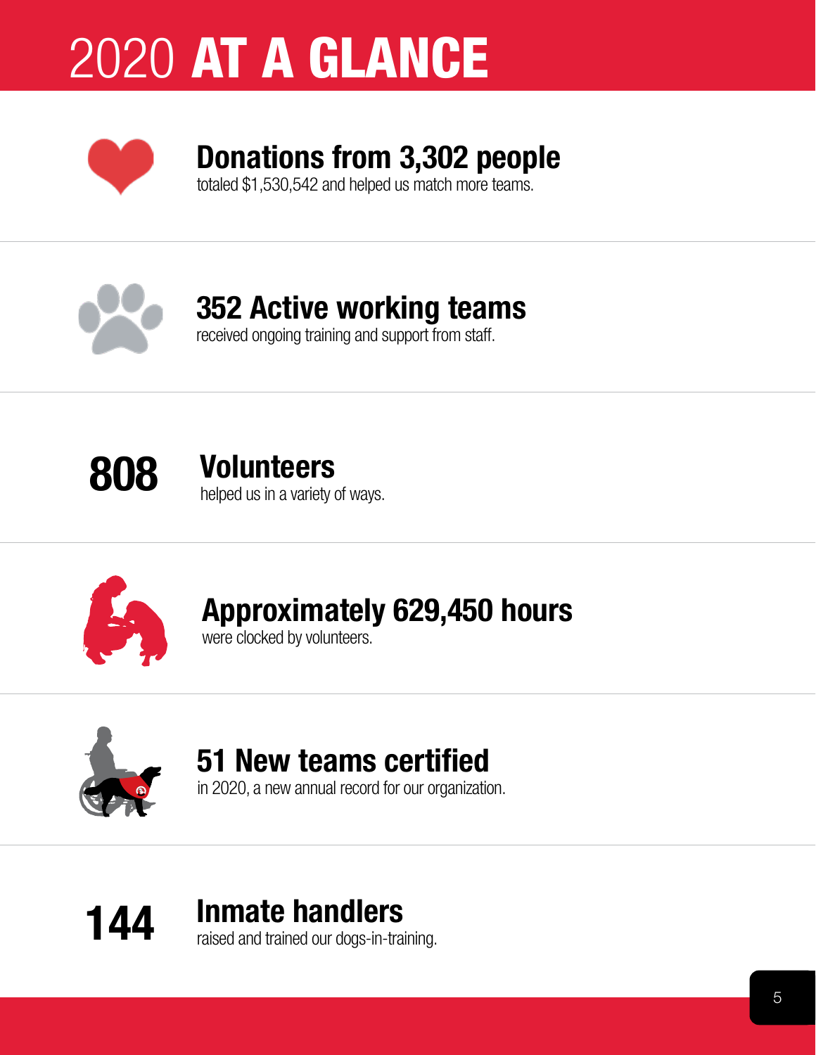# 2020 **AT A GLANCE**

**Donations from 3,302 people**
totaled $1,530,542 and helped us match more teams.

**352 Active working teams**
received ongoing training and support from staff.

**808 Volunteers**
helped us in a variety of ways.

**Approximately 629,450 hours**
were clocked by volunteers.

**51 New teams certified**
in 2020, a new annual record for our organization.

**144 Inmate handlers**
raised and trained our dogs-in-training.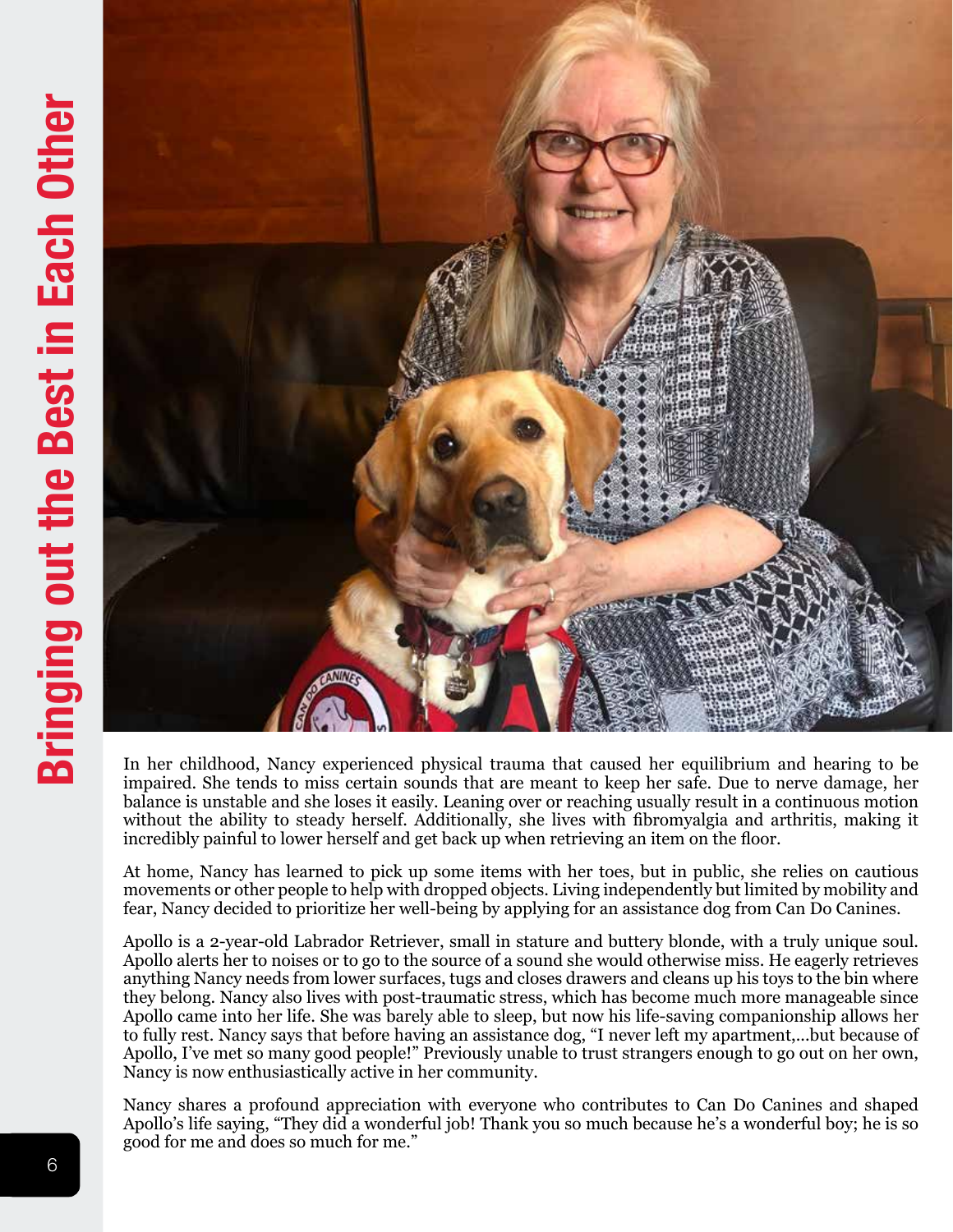# Bringing out the Best in Each Other

In her childhood, Nancy experienced physical trauma that caused her equilibrium and hearing to be impaired. She tends to miss certain sounds that are meant to keep her safe. Due to nerve damage, her balance is unstable and she loses it easily. Leaning over or reaching usually result in a continuous motion without the ability to steady herself. Additionally, she lives with fibromyalgia and arthritis, making it incredibly painful to lower herself and get back up when retrieving an item on the floor.

At home, Nancy has learned to pick up some items with her toes, but in public, she relies on cautious movements or other people to help with dropped objects. Living independently but limited by mobility and fear, Nancy decided to prioritize her well-being by applying for an assistance dog from Can Do Canines.

Apollo is a 2-year-old Labrador Retriever, small in stature and buttery blonde, with a truly unique soul. Apollo alerts her to noises or to go to the source of a sound she would otherwise miss. He eagerly retrieves anything Nancy needs from lower surfaces, tugs and closes drawers and cleans up his toys to the bin where they belong. Nancy also lives with post-traumatic stress, which has become much more manageable since Apollo came into her life. She was barely able to sleep, but now his life-saving companionship allows her to fully rest. Nancy says that before having an assistance dog, "I never left my apartment,...but because of Apollo, I've met so many good people!" Previously unable to trust strangers enough to go out on her own, Nancy is now enthusiastically active in her community.

Nancy shares a profound appreciation with everyone who contributes to Can Do Canines and shaped Apollo's life saying, "They did a wonderful job! Thank you so much because he's a wonderful boy; he is so good for me and does so much for me."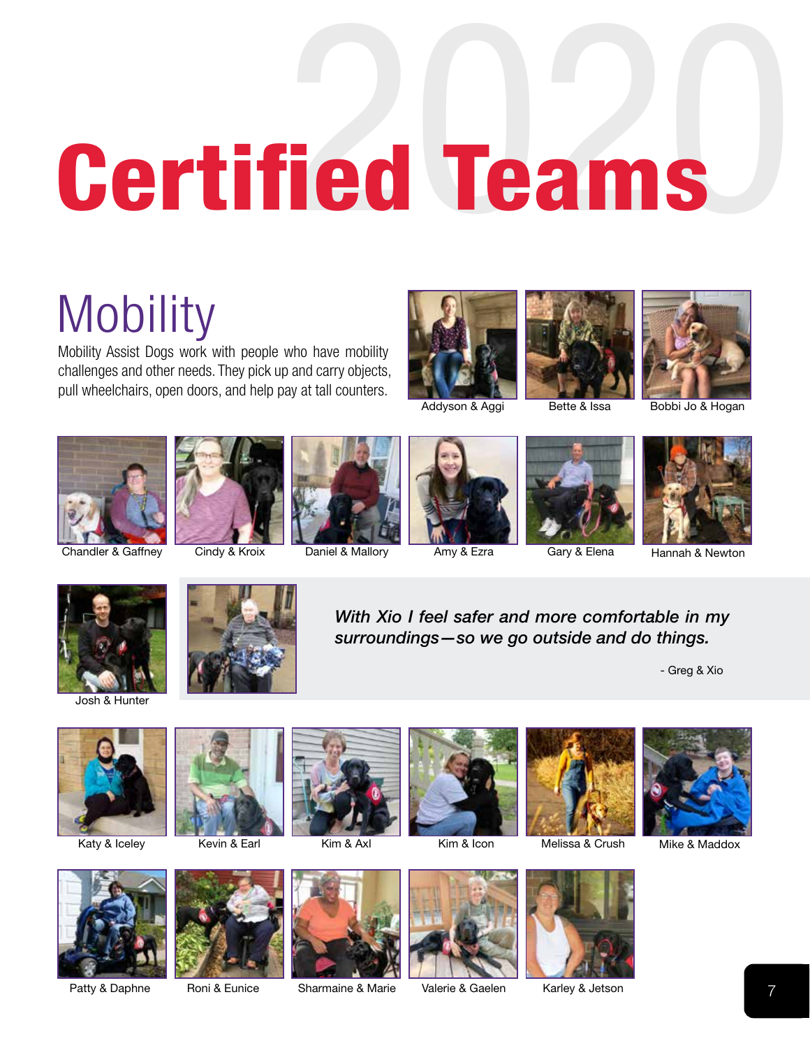# 2020 Certified Teams

## Mobility

Mobility Assist Dogs work with people who have mobility challenges and other needs. They pick up and carry objects, pull wheelchairs, open doors, and help pay at tall counters.

Addyson & Aggi

Bette & Issa

Bobbi Jo & Hogan

Chandler & Gaffney

Cindy & Kroix

Daniel & Mallory

Amy & Ezra

Gary & Elena

Hannah & Newton

Josh & Hunter

*With Xio I feel safer and more comfortable in my surroundings—so we go outside and do things.*

- Greg & Xio

Katy & Iceley

Kevin & Earl

Kim & Axl

Kim & Icon

Melissa & Crush

Mike & Maddox

Patty & Daphne

Roni & Eunice

Sharmaine & Marie

Valerie & Gaelen

Karley & Jetson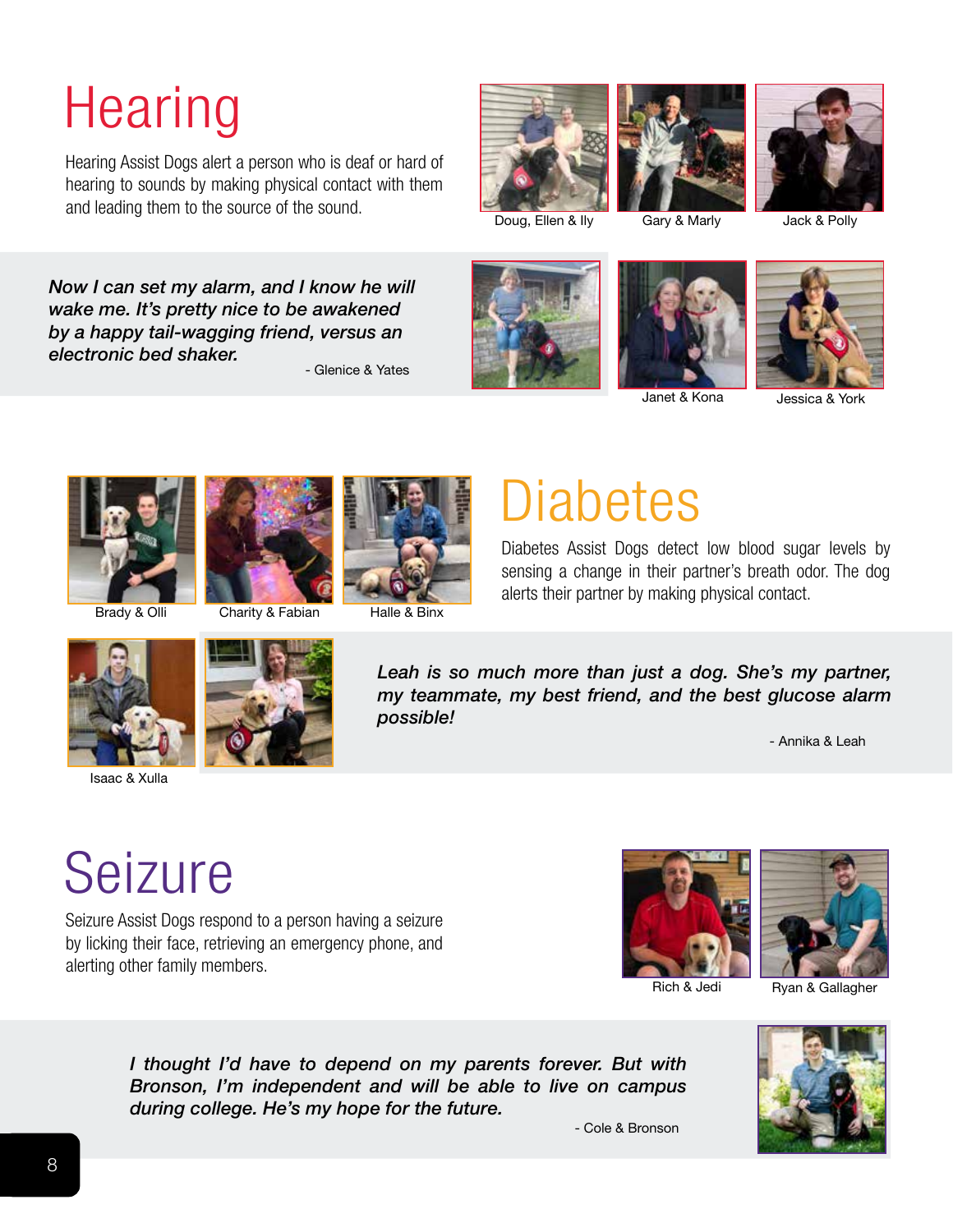# Hearing

Hearing Assist Dogs alert a person who is deaf or hard of hearing to sounds by making physical contact with them and leading them to the source of the sound.

Doug, Ellen & Ily

Gary & Marly

Jack & Polly

***Now I can set my alarm, and I know he will wake me. It's pretty nice to be awakened by a happy tail-wagging friend, versus an electronic bed shaker.***

- Glenice & Yates

Janet & Kona

Jessica & York

Brady & Olli

Charity & Fabian

Halle & Binx

# Diabetes

Diabetes Assist Dogs detect low blood sugar levels by sensing a change in their partner's breath odor. The dog alerts their partner by making physical contact.

Isaac & Xulla

***Leah is so much more than just a dog. She's my partner, my teammate, my best friend, and the best glucose alarm possible!***

- Annika & Leah

# Seizure

Seizure Assist Dogs respond to a person having a seizure by licking their face, retrieving an emergency phone, and alerting other family members.

Rich & Jedi

Ryan & Gallagher

***I thought I'd have to depend on my parents forever. But with Bronson, I'm independent and will be able to live on campus during college. He's my hope for the future.***

- Cole & Bronson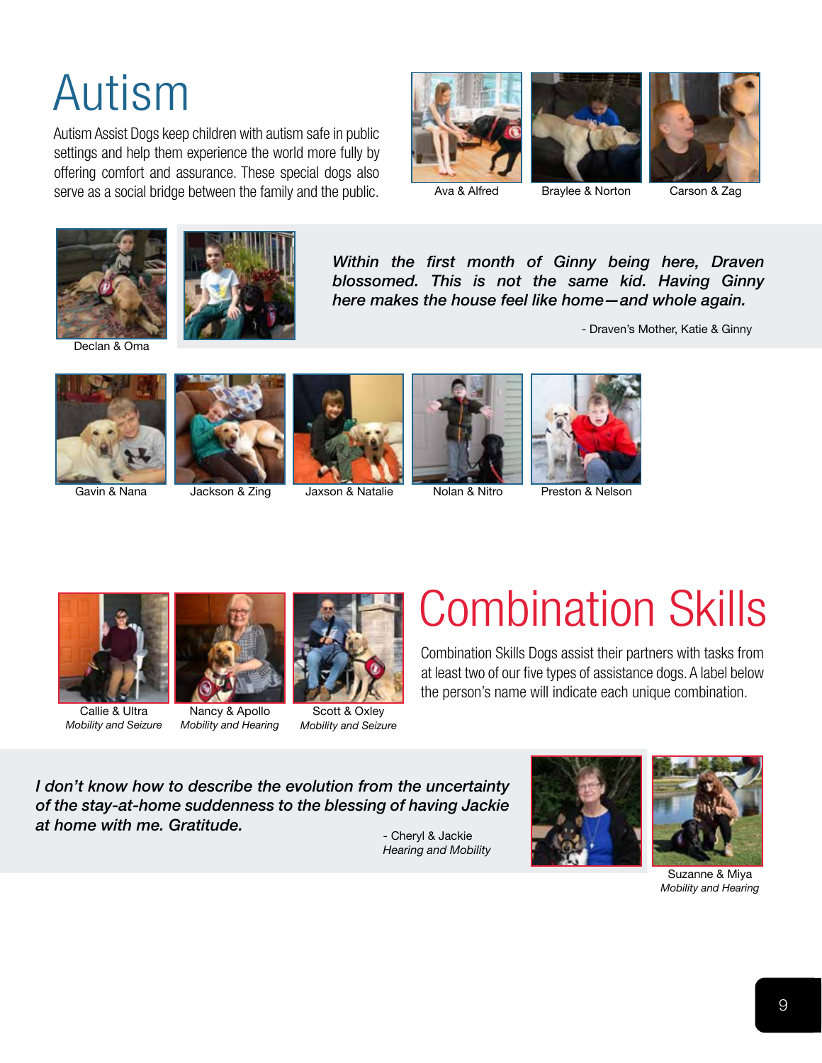# Autism

Autism Assist Dogs keep children with autism safe in public settings and help them experience the world more fully by offering comfort and assurance. These special dogs also serve as a social bridge between the family and the public.

Ava & Alfred

Braylee & Norton

Carson & Zag

Declan & Oma

*Within the first month of Ginny being here, Draven blossomed. This is not the same kid. Having Ginny here makes the house feel like home—and whole again.*

- Draven's Mother, Katie & Ginny

Gavin & Nana

Jackson & Zing

Jaxson & Natalie

Nolan & Nitro

Preston & Nelson

# Combination Skills

Combination Skills Dogs assist their partners with tasks from at least two of our five types of assistance dogs. A label below the person's name will indicate each unique combination.

Callie & Ultra
*Mobility and Seizure*

Nancy & Apollo
*Mobility and Hearing*

Scott & Oxley
*Mobility and Seizure*

*I don't know how to describe the evolution from the uncertainty of the stay-at-home suddenness to the blessing of having Jackie at home with me. Gratitude.*

- Cheryl & Jackie
*Hearing and Mobility*

Suzanne & Miya
*Mobility and Hearing*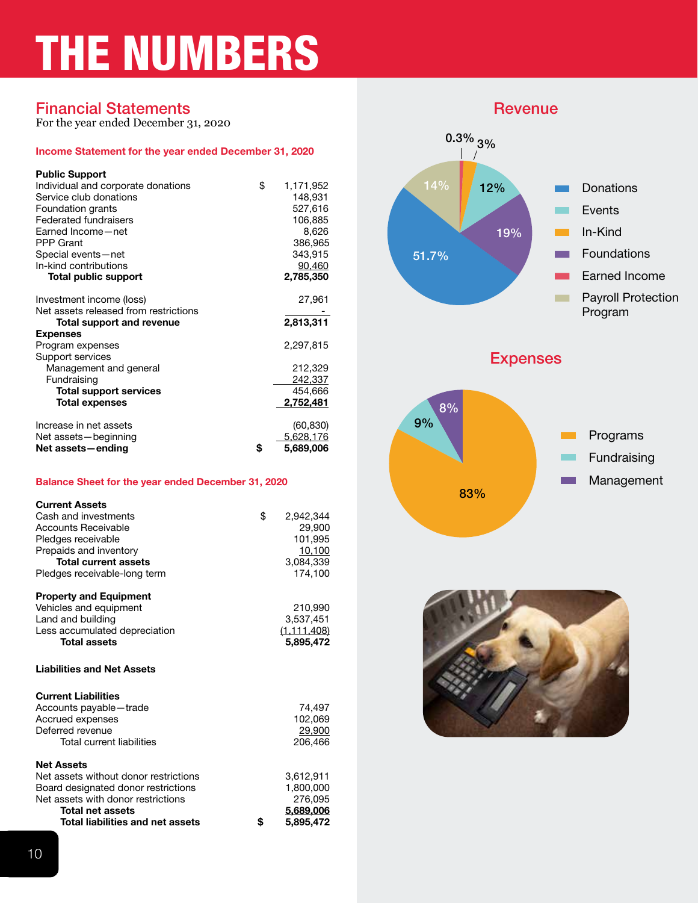# THE NUMBERS

## Financial Statements

For the year ended December 31, 2020

### Income Statement for the year ended December 31, 2020

| | | |
|---|---|---|
| **Public Support** | | |
| Individual and corporate donations | $ | 1,171,952 |
| Service club donations | | 148,931 |
| Foundation grants | | 527,616 |
| Federated fundraisers | | 106,885 |
| Earned Income—net | | 8,626 |
| PPP Grant | | 386,965 |
| Special events—net | | 343,915 |
| In-kind contributions | | 90,460 |
| **Total public support** | | **2,785,350** |
| | | |
| Investment income (loss) | | 27,961 |
| Net assets released from restrictions | | - |
| **Total support and revenue** | | **2,813,311** |
| **Expenses** | | |
| Program expenses | | 2,297,815 |
| Support services | | |
| Management and general | | 212,329 |
| Fundraising | | 242,337 |
| **Total support services** | | 454,666 |
| **Total expenses** | | **2,752,481** |
| | | |
| Increase in net assets | | (60,830) |
| Net assets—beginning | | 5,628,176 |
| **Net assets—ending** | **$** | **5,689,006** |

### Balance Sheet for the year ended December 31, 2020

| | | |
|---|---|---|
| **Current Assets** | | |
| Cash and investments | $ | 2,942,344 |
| Accounts Receivable | | 29,900 |
| Pledges receivable | | 101,995 |
| Prepaids and inventory | | 10,100 |
| **Total current assets** | | 3,084,339 |
| Pledges receivable-long term | | 174,100 |
| | | |
| **Property and Equipment** | | |
| Vehicles and equipment | | 210,990 |
| Land and building | | 3,537,451 |
| Less accumulated depreciation | | (1,111,408) |
| **Total assets** | | **5,895,472** |
| | | |
| **Liabilities and Net Assets** | | |
| | | |
| **Current Liabilities** | | |
| Accounts payable—trade | | 74,497 |
| Accrued expenses | | 102,069 |
| Deferred revenue | | 29,900 |
| Total current liabilities | | 206,466 |
| | | |
| **Net Assets** | | |
| Net assets without donor restrictions | | 3,612,911 |
| Board designated donor restrictions | | 1,800,000 |
| Net assets with donor restrictions | | 276,095 |
| **Total net assets** | | **5,689,006** |
| **Total liabilities and net assets** | **$** | **5,895,472** |

## Revenue

| Category | Percent |
|---|---|
| Donations | 51.7% |
| Events | 12% |
| In-Kind | 3% |
| Foundations | 19% |
| Earned Income | 0.3% |
| Payroll Protection Program | 14% |

## Expenses

| Category | Percent |
|---|---|
| Programs | 83% |
| Fundraising | 9% |
| Management | 8% |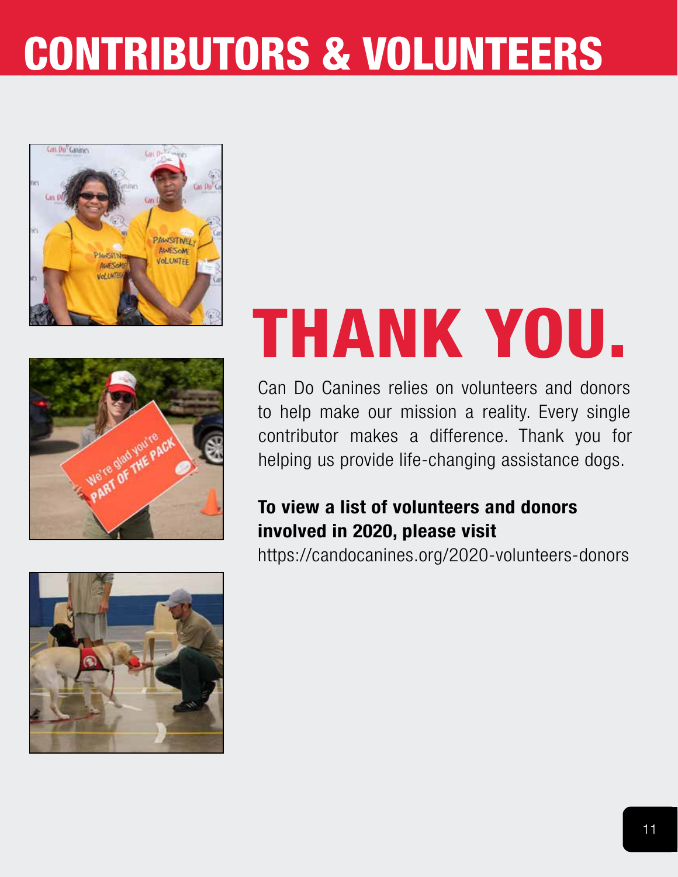# CONTRIBUTORS & VOLUNTEERS

# THANK YOU.

Can Do Canines relies on volunteers and donors to help make our mission a reality. Every single contributor makes a difference. Thank you for helping us provide life-changing assistance dogs.

**To view a list of volunteers and donors involved in 2020, please visit**
https://candocanines.org/2020-volunteers-donors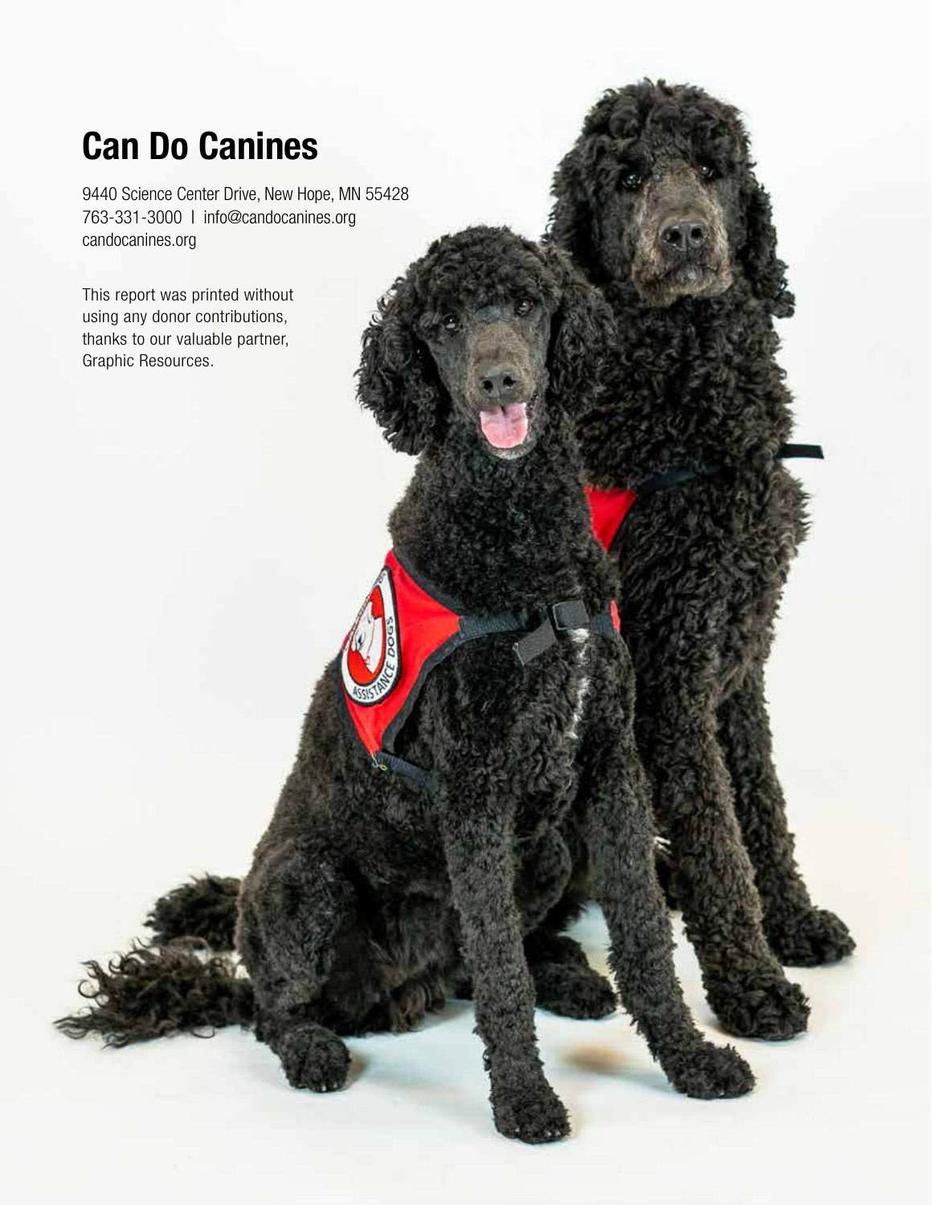# Can Do Canines

9440 Science Center Drive, New Hope, MN 55428
763-331-3000 | info@candocanines.org
candocanines.org

This report was printed without using any donor contributions, thanks to our valuable partner, Graphic Resources.